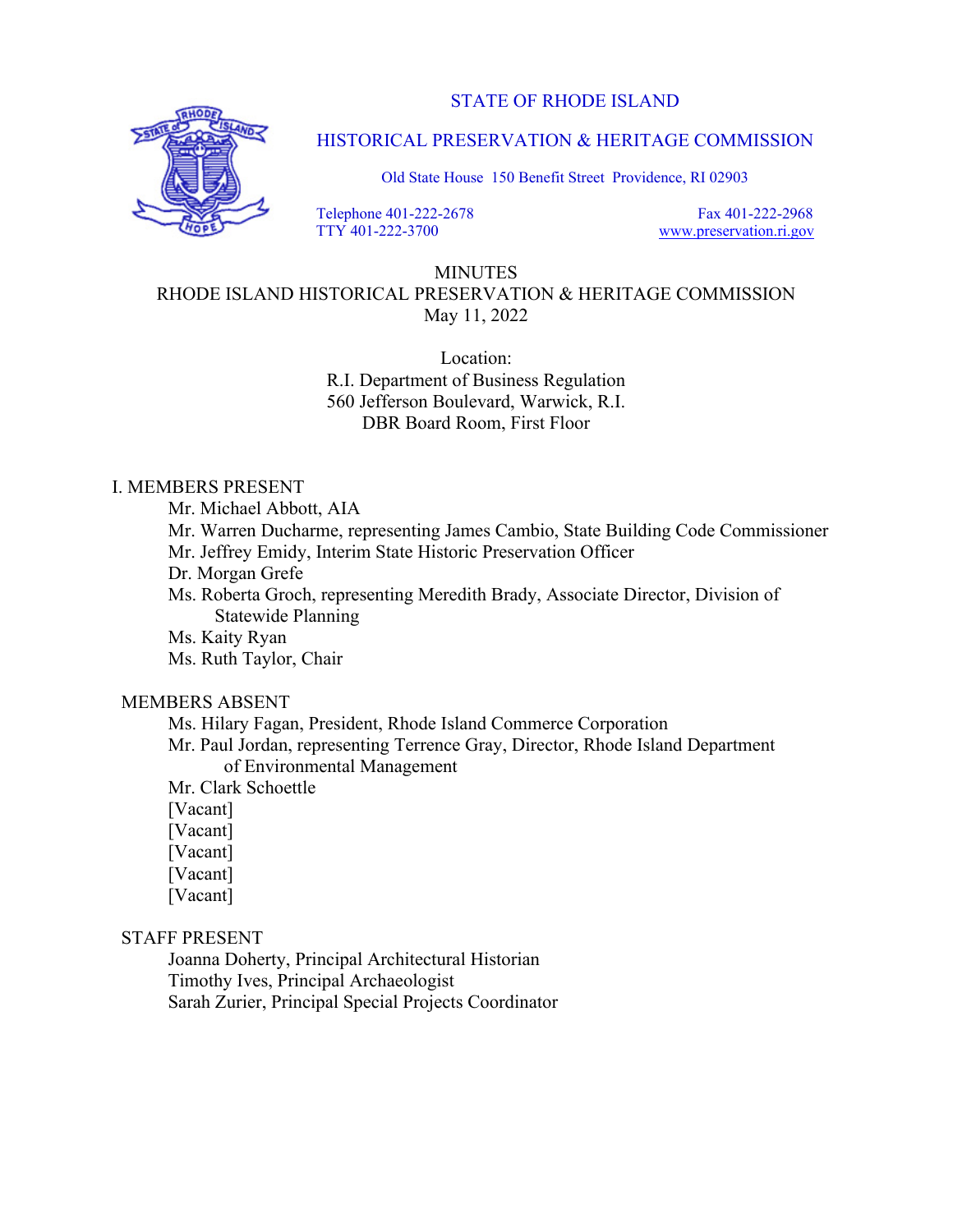STATE OF RHODE ISLAND

HISTORICAL PRESERVATION & HERITAGE COMMISSION

Old State House 150 Benefit Street Providence, RI 02903

Telephone 401-222-2678
TTY 401-222-3700

Fax 401-222-2968
www.preservation.ri.gov

# MINUTES
## RHODE ISLAND HISTORICAL PRESERVATION & HERITAGE COMMISSION
May 11, 2022

Location:
R.I. Department of Business Regulation
560 Jefferson Boulevard, Warwick, R.I.
DBR Board Room, First Floor

## I. MEMBERS PRESENT

Mr. Michael Abbott, AIA
Mr. Warren Ducharme, representing James Cambio, State Building Code Commissioner
Mr. Jeffrey Emidy, Interim State Historic Preservation Officer
Dr. Morgan Grefe
Ms. Roberta Groch, representing Meredith Brady, Associate Director, Division of Statewide Planning
Ms. Kaity Ryan
Ms. Ruth Taylor, Chair

## MEMBERS ABSENT

Ms. Hilary Fagan, President, Rhode Island Commerce Corporation
Mr. Paul Jordan, representing Terrence Gray, Director, Rhode Island Department of Environmental Management
Mr. Clark Schoettle
[Vacant]
[Vacant]
[Vacant]
[Vacant]
[Vacant]

## STAFF PRESENT

Joanna Doherty, Principal Architectural Historian
Timothy Ives, Principal Archaeologist
Sarah Zurier, Principal Special Projects Coordinator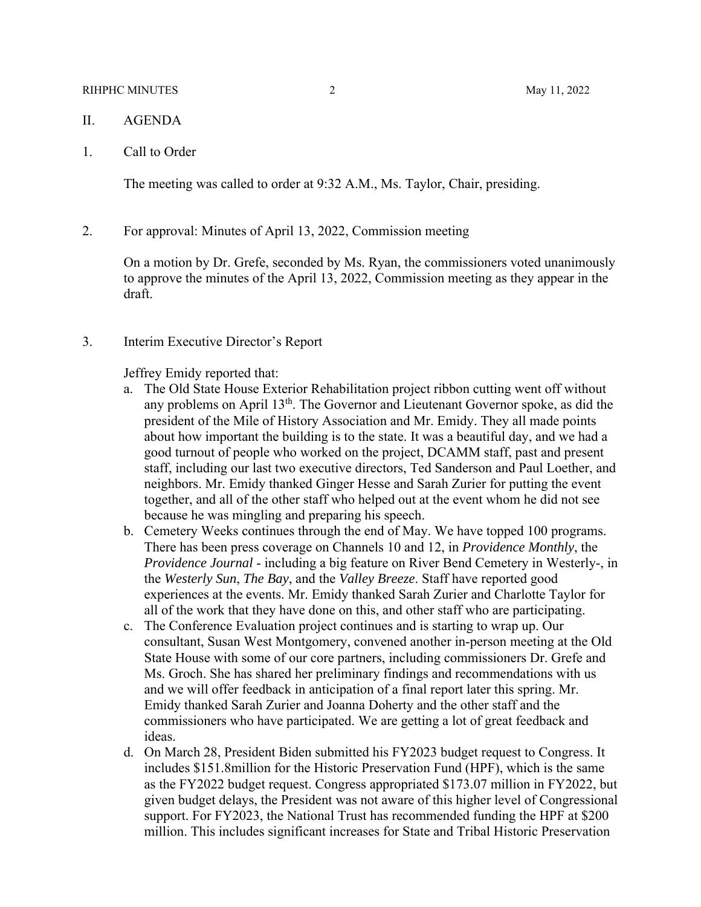## II. AGENDA

### 1. Call to Order

The meeting was called to order at 9:32 A.M., Ms. Taylor, Chair, presiding.

### 2. For approval: Minutes of April 13, 2022, Commission meeting

On a motion by Dr. Grefe, seconded by Ms. Ryan, the commissioners voted unanimously to approve the minutes of the April 13, 2022, Commission meeting as they appear in the draft.

### 3. Interim Executive Director's Report

Jeffrey Emidy reported that:

a. The Old State House Exterior Rehabilitation project ribbon cutting went off without any problems on April 13th. The Governor and Lieutenant Governor spoke, as did the president of the Mile of History Association and Mr. Emidy. They all made points about how important the building is to the state. It was a beautiful day, and we had a good turnout of people who worked on the project, DCAMM staff, past and present staff, including our last two executive directors, Ted Sanderson and Paul Loether, and neighbors. Mr. Emidy thanked Ginger Hesse and Sarah Zurier for putting the event together, and all of the other staff who helped out at the event whom he did not see because he was mingling and preparing his speech.

b. Cemetery Weeks continues through the end of May. We have topped 100 programs. There has been press coverage on Channels 10 and 12, in *Providence Monthly*, the *Providence Journal* - including a big feature on River Bend Cemetery in Westerly-, in the *Westerly Sun*, *The Bay*, and the *Valley Breeze*. Staff have reported good experiences at the events. Mr. Emidy thanked Sarah Zurier and Charlotte Taylor for all of the work that they have done on this, and other staff who are participating.

c. The Conference Evaluation project continues and is starting to wrap up. Our consultant, Susan West Montgomery, convened another in-person meeting at the Old State House with some of our core partners, including commissioners Dr. Grefe and Ms. Groch. She has shared her preliminary findings and recommendations with us and we will offer feedback in anticipation of a final report later this spring. Mr. Emidy thanked Sarah Zurier and Joanna Doherty and the other staff and the commissioners who have participated. We are getting a lot of great feedback and ideas.

d. On March 28, President Biden submitted his FY2023 budget request to Congress. It includes $151.8million for the Historic Preservation Fund (HPF), which is the same as the FY2022 budget request. Congress appropriated $173.07 million in FY2022, but given budget delays, the President was not aware of this higher level of Congressional support. For FY2023, the National Trust has recommended funding the HPF at $200 million. This includes significant increases for State and Tribal Historic Preservation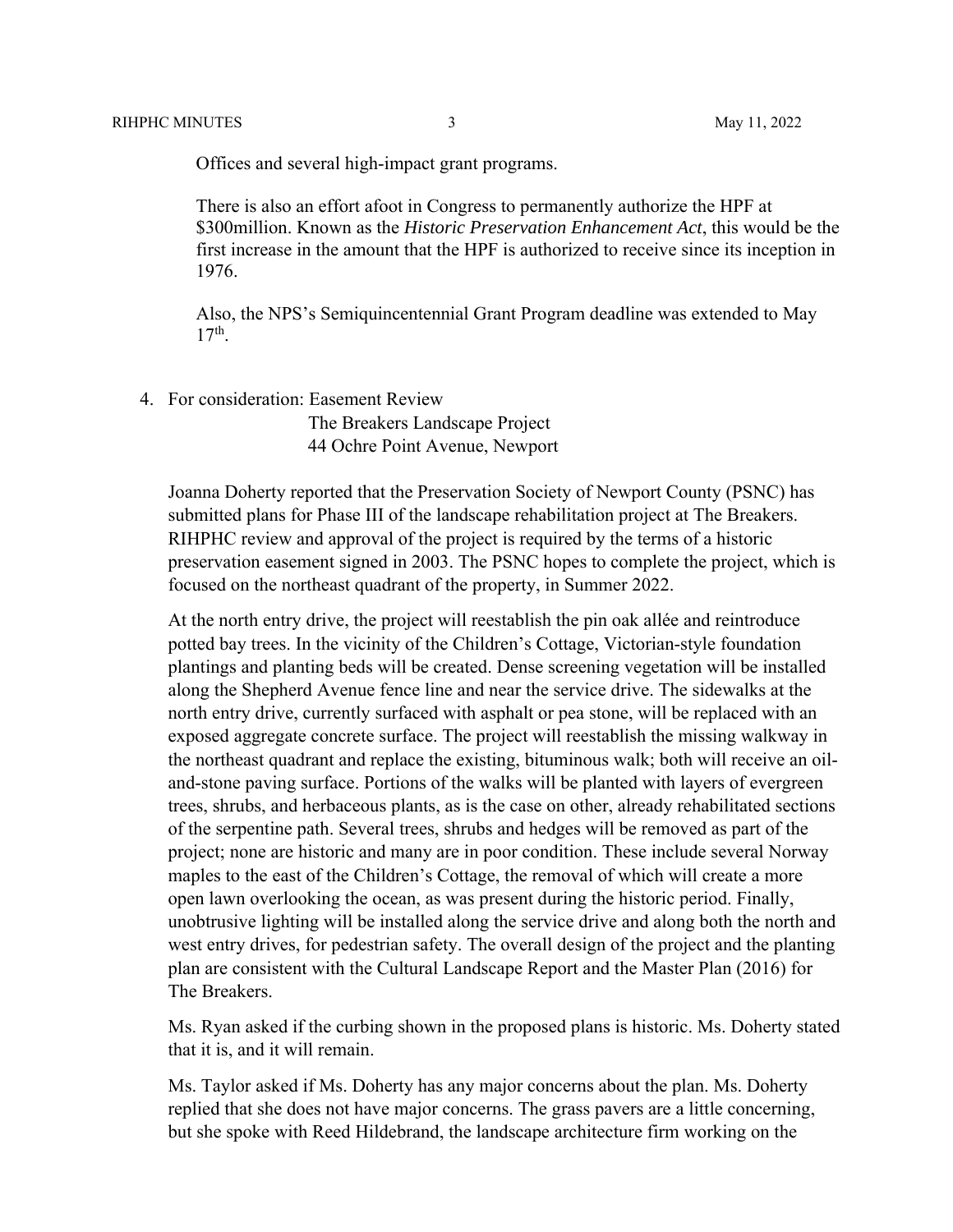Offices and several high-impact grant programs.

There is also an effort afoot in Congress to permanently authorize the HPF at \$300million. Known as the *Historic Preservation Enhancement Act*, this would be the first increase in the amount that the HPF is authorized to receive since its inception in 1976.

Also, the NPS's Semiquincentennial Grant Program deadline was extended to May 17th.

4. For consideration: Easement Review
   The Breakers Landscape Project
   44 Ochre Point Avenue, Newport

Joanna Doherty reported that the Preservation Society of Newport County (PSNC) has submitted plans for Phase III of the landscape rehabilitation project at The Breakers. RIHPHC review and approval of the project is required by the terms of a historic preservation easement signed in 2003. The PSNC hopes to complete the project, which is focused on the northeast quadrant of the property, in Summer 2022.

At the north entry drive, the project will reestablish the pin oak allée and reintroduce potted bay trees. In the vicinity of the Children's Cottage, Victorian-style foundation plantings and planting beds will be created. Dense screening vegetation will be installed along the Shepherd Avenue fence line and near the service drive. The sidewalks at the north entry drive, currently surfaced with asphalt or pea stone, will be replaced with an exposed aggregate concrete surface. The project will reestablish the missing walkway in the northeast quadrant and replace the existing, bituminous walk; both will receive an oil-and-stone paving surface. Portions of the walks will be planted with layers of evergreen trees, shrubs, and herbaceous plants, as is the case on other, already rehabilitated sections of the serpentine path. Several trees, shrubs and hedges will be removed as part of the project; none are historic and many are in poor condition. These include several Norway maples to the east of the Children's Cottage, the removal of which will create a more open lawn overlooking the ocean, as was present during the historic period. Finally, unobtrusive lighting will be installed along the service drive and along both the north and west entry drives, for pedestrian safety. The overall design of the project and the planting plan are consistent with the Cultural Landscape Report and the Master Plan (2016) for The Breakers.

Ms. Ryan asked if the curbing shown in the proposed plans is historic. Ms. Doherty stated that it is, and it will remain.

Ms. Taylor asked if Ms. Doherty has any major concerns about the plan. Ms. Doherty replied that she does not have major concerns. The grass pavers are a little concerning, but she spoke with Reed Hildebrand, the landscape architecture firm working on the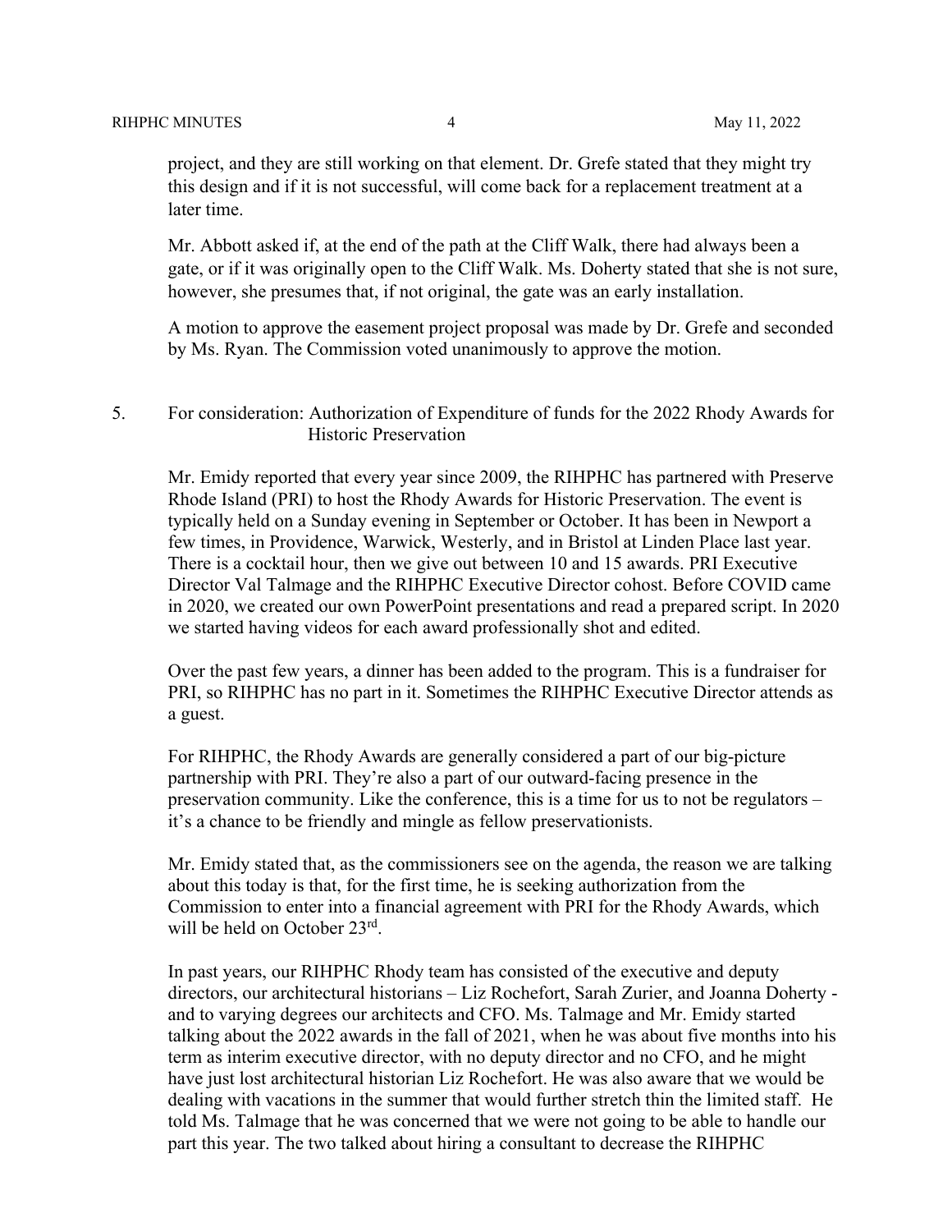project, and they are still working on that element. Dr. Grefe stated that they might try this design and if it is not successful, will come back for a replacement treatment at a later time.

Mr. Abbott asked if, at the end of the path at the Cliff Walk, there had always been a gate, or if it was originally open to the Cliff Walk. Ms. Doherty stated that she is not sure, however, she presumes that, if not original, the gate was an early installation.

A motion to approve the easement project proposal was made by Dr. Grefe and seconded by Ms. Ryan. The Commission voted unanimously to approve the motion.

5. For consideration: Authorization of Expenditure of funds for the 2022 Rhody Awards for Historic Preservation

Mr. Emidy reported that every year since 2009, the RIHPHC has partnered with Preserve Rhode Island (PRI) to host the Rhody Awards for Historic Preservation. The event is typically held on a Sunday evening in September or October. It has been in Newport a few times, in Providence, Warwick, Westerly, and in Bristol at Linden Place last year. There is a cocktail hour, then we give out between 10 and 15 awards. PRI Executive Director Val Talmage and the RIHPHC Executive Director cohost. Before COVID came in 2020, we created our own PowerPoint presentations and read a prepared script. In 2020 we started having videos for each award professionally shot and edited.

Over the past few years, a dinner has been added to the program. This is a fundraiser for PRI, so RIHPHC has no part in it. Sometimes the RIHPHC Executive Director attends as a guest.

For RIHPHC, the Rhody Awards are generally considered a part of our big-picture partnership with PRI. They're also a part of our outward-facing presence in the preservation community. Like the conference, this is a time for us to not be regulators – it's a chance to be friendly and mingle as fellow preservationists.

Mr. Emidy stated that, as the commissioners see on the agenda, the reason we are talking about this today is that, for the first time, he is seeking authorization from the Commission to enter into a financial agreement with PRI for the Rhody Awards, which will be held on October 23rd.

In past years, our RIHPHC Rhody team has consisted of the executive and deputy directors, our architectural historians – Liz Rochefort, Sarah Zurier, and Joanna Doherty - and to varying degrees our architects and CFO. Ms. Talmage and Mr. Emidy started talking about the 2022 awards in the fall of 2021, when he was about five months into his term as interim executive director, with no deputy director and no CFO, and he might have just lost architectural historian Liz Rochefort. He was also aware that we would be dealing with vacations in the summer that would further stretch thin the limited staff. He told Ms. Talmage that he was concerned that we were not going to be able to handle our part this year. The two talked about hiring a consultant to decrease the RIHPHC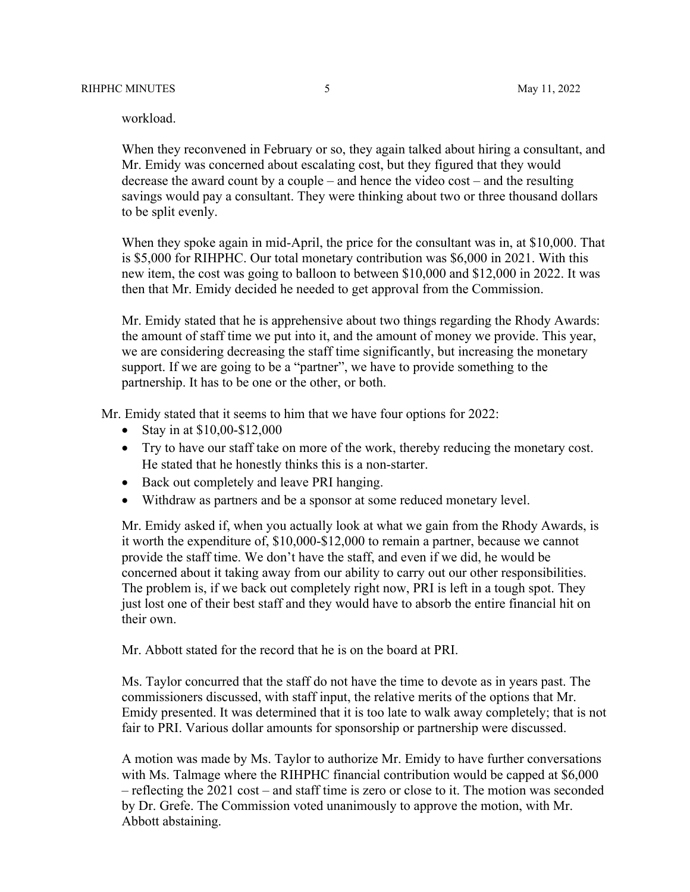workload.

When they reconvened in February or so, they again talked about hiring a consultant, and Mr. Emidy was concerned about escalating cost, but they figured that they would decrease the award count by a couple – and hence the video cost – and the resulting savings would pay a consultant. They were thinking about two or three thousand dollars to be split evenly.

When they spoke again in mid-April, the price for the consultant was in, at $10,000. That is $5,000 for RIHPHC. Our total monetary contribution was $6,000 in 2021. With this new item, the cost was going to balloon to between $10,000 and $12,000 in 2022. It was then that Mr. Emidy decided he needed to get approval from the Commission.

Mr. Emidy stated that he is apprehensive about two things regarding the Rhody Awards: the amount of staff time we put into it, and the amount of money we provide. This year, we are considering decreasing the staff time significantly, but increasing the monetary support. If we are going to be a "partner", we have to provide something to the partnership. It has to be one or the other, or both.

Mr. Emidy stated that it seems to him that we have four options for 2022:

- Stay in at $10,00-$12,000
- Try to have our staff take on more of the work, thereby reducing the monetary cost. He stated that he honestly thinks this is a non-starter.
- Back out completely and leave PRI hanging.
- Withdraw as partners and be a sponsor at some reduced monetary level.

Mr. Emidy asked if, when you actually look at what we gain from the Rhody Awards, is it worth the expenditure of, $10,000-$12,000 to remain a partner, because we cannot provide the staff time. We don't have the staff, and even if we did, he would be concerned about it taking away from our ability to carry out our other responsibilities. The problem is, if we back out completely right now, PRI is left in a tough spot. They just lost one of their best staff and they would have to absorb the entire financial hit on their own.

Mr. Abbott stated for the record that he is on the board at PRI.

Ms. Taylor concurred that the staff do not have the time to devote as in years past. The commissioners discussed, with staff input, the relative merits of the options that Mr. Emidy presented. It was determined that it is too late to walk away completely; that is not fair to PRI. Various dollar amounts for sponsorship or partnership were discussed.

A motion was made by Ms. Taylor to authorize Mr. Emidy to have further conversations with Ms. Talmage where the RIHPHC financial contribution would be capped at $6,000 – reflecting the 2021 cost – and staff time is zero or close to it. The motion was seconded by Dr. Grefe. The Commission voted unanimously to approve the motion, with Mr. Abbott abstaining.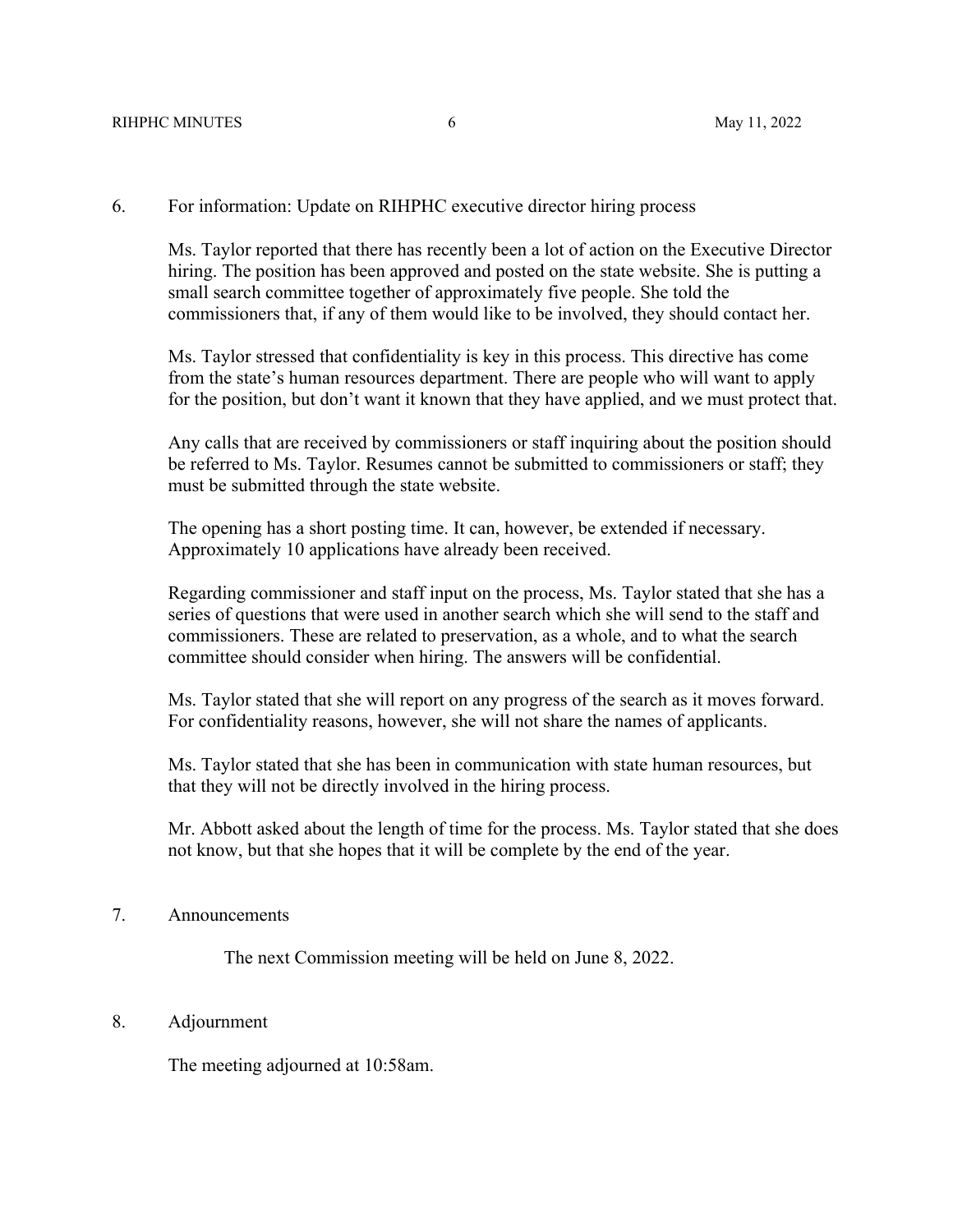6. For information: Update on RIHPHC executive director hiring process

Ms. Taylor reported that there has recently been a lot of action on the Executive Director hiring. The position has been approved and posted on the state website. She is putting a small search committee together of approximately five people. She told the commissioners that, if any of them would like to be involved, they should contact her.

Ms. Taylor stressed that confidentiality is key in this process. This directive has come from the state's human resources department. There are people who will want to apply for the position, but don't want it known that they have applied, and we must protect that.

Any calls that are received by commissioners or staff inquiring about the position should be referred to Ms. Taylor. Resumes cannot be submitted to commissioners or staff; they must be submitted through the state website.

The opening has a short posting time. It can, however, be extended if necessary. Approximately 10 applications have already been received.

Regarding commissioner and staff input on the process, Ms. Taylor stated that she has a series of questions that were used in another search which she will send to the staff and commissioners. These are related to preservation, as a whole, and to what the search committee should consider when hiring. The answers will be confidential.

Ms. Taylor stated that she will report on any progress of the search as it moves forward. For confidentiality reasons, however, she will not share the names of applicants.

Ms. Taylor stated that she has been in communication with state human resources, but that they will not be directly involved in the hiring process.

Mr. Abbott asked about the length of time for the process. Ms. Taylor stated that she does not know, but that she hopes that it will be complete by the end of the year.

7. Announcements

The next Commission meeting will be held on June 8, 2022.

8. Adjournment

The meeting adjourned at 10:58am.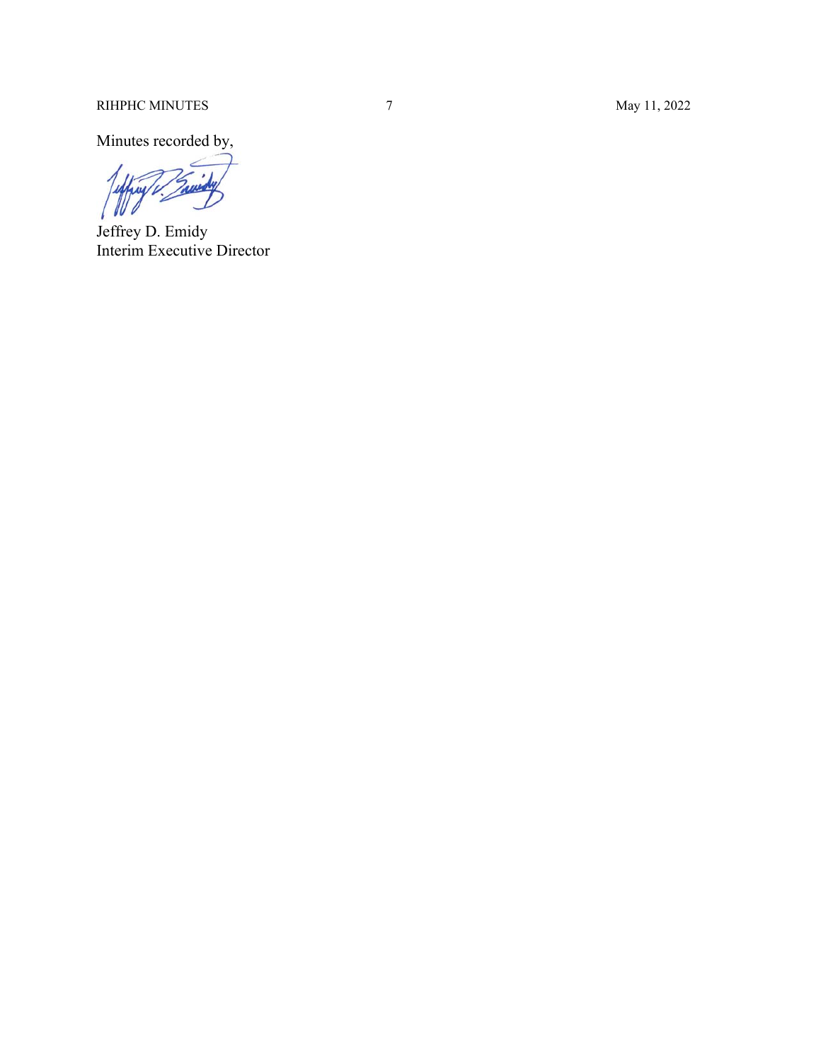Minutes recorded by,

Jeffrey D. Emidy
Interim Executive Director